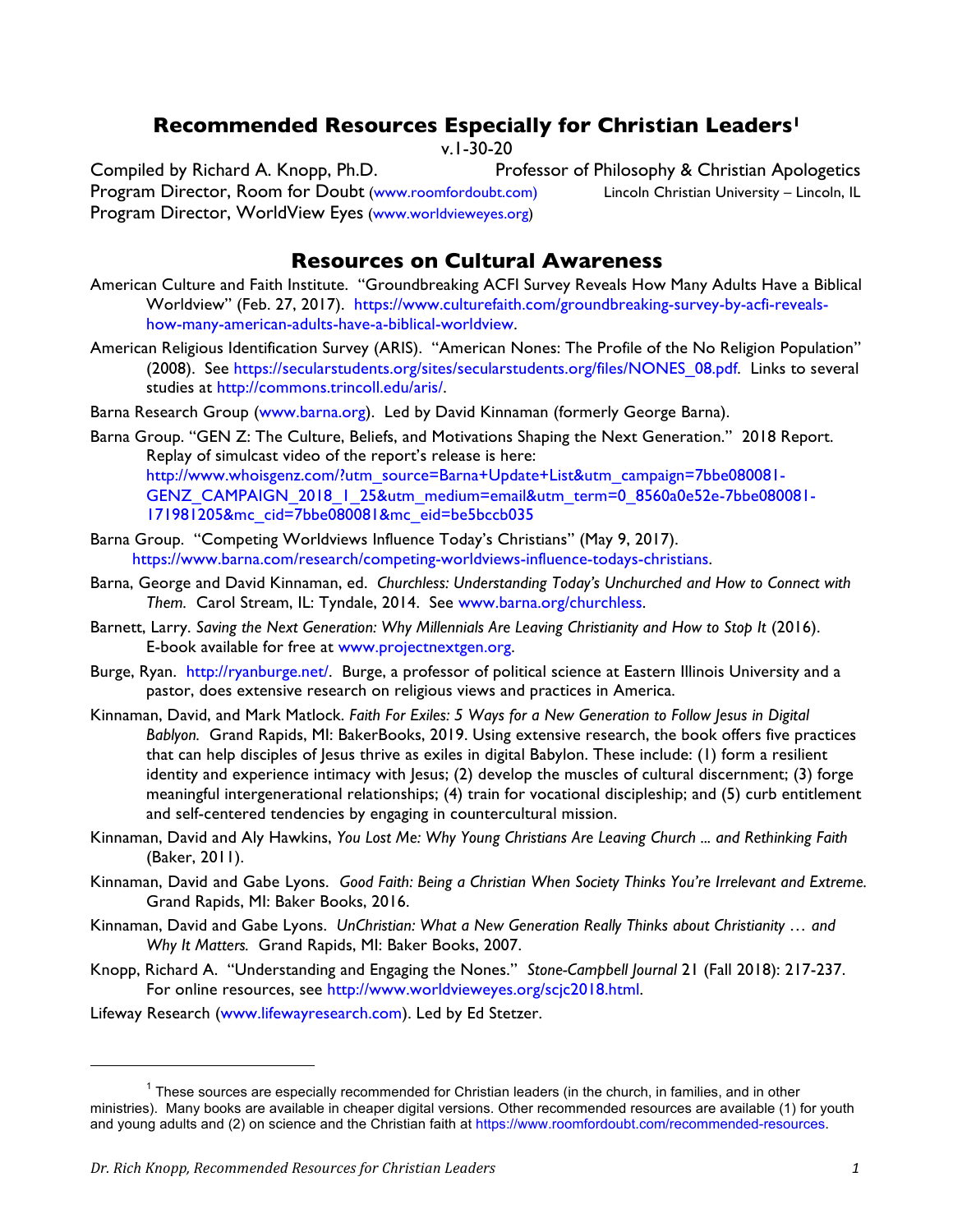# Recommended Resources Especially for Christian Leaders[1]

v.1-30-20

Compiled by Richard A. Knopp, Ph.D. — Professor of Philosophy & Christian Apologetics
Program Director, Room for Doubt (www.roomfordoubt.com) — Lincoln Christian University – Lincoln, IL
Program Director, WorldView Eyes (www.worldvieweyes.org)

## Resources on Cultural Awareness

American Culture and Faith Institute. "Groundbreaking ACFI Survey Reveals How Many Adults Have a Biblical Worldview" (Feb. 27, 2017). https://www.culturefaith.com/groundbreaking-survey-by-acfi-reveals-how-many-american-adults-have-a-biblical-worldview.

American Religious Identification Survey (ARIS). "American Nones: The Profile of the No Religion Population" (2008). See https://secularstudents.org/sites/secularstudents.org/files/NONES_08.pdf. Links to several studies at http://commons.trincoll.edu/aris/.

Barna Research Group (www.barna.org). Led by David Kinnaman (formerly George Barna).

Barna Group. "GEN Z: The Culture, Beliefs, and Motivations Shaping the Next Generation." 2018 Report. Replay of simulcast video of the report's release is here: http://www.whoisgenz.com/?utm_source=Barna+Update+List&utm_campaign=7bbe080081-GENZ_CAMPAIGN_2018_1_25&utm_medium=email&utm_term=0_8560a0e52e-7bbe080081-171981205&mc_cid=7bbe080081&mc_eid=be5bccb035

Barna Group. "Competing Worldviews Influence Today's Christians" (May 9, 2017). https://www.barna.com/research/competing-worldviews-influence-todays-christians.

Barna, George and David Kinnaman, ed. *Churchless: Understanding Today's Unchurched and How to Connect with Them.* Carol Stream, IL: Tyndale, 2014. See www.barna.org/churchless.

Barnett, Larry. *Saving the Next Generation: Why Millennials Are Leaving Christianity and How to Stop It* (2016). E-book available for free at www.projectnextgen.org.

Burge, Ryan. http://ryanburge.net/. Burge, a professor of political science at Eastern Illinois University and a pastor, does extensive research on religious views and practices in America.

Kinnaman, David, and Mark Matlock. *Faith For Exiles: 5 Ways for a New Generation to Follow Jesus in Digital Bablyon.* Grand Rapids, MI: BakerBooks, 2019. Using extensive research, the book offers five practices that can help disciples of Jesus thrive as exiles in digital Babylon. These include: (1) form a resilient identity and experience intimacy with Jesus; (2) develop the muscles of cultural discernment; (3) forge meaningful intergenerational relationships; (4) train for vocational discipleship; and (5) curb entitlement and self-centered tendencies by engaging in countercultural mission.

Kinnaman, David and Aly Hawkins, *You Lost Me: Why Young Christians Are Leaving Church ... and Rethinking Faith* (Baker, 2011).

Kinnaman, David and Gabe Lyons. *Good Faith: Being a Christian When Society Thinks You're Irrelevant and Extreme.* Grand Rapids, MI: Baker Books, 2016.

Kinnaman, David and Gabe Lyons. *UnChristian: What a New Generation Really Thinks about Christianity … and Why It Matters.* Grand Rapids, MI: Baker Books, 2007.

Knopp, Richard A. "Understanding and Engaging the Nones." *Stone-Campbell Journal* 21 (Fall 2018): 217-237. For online resources, see http://www.worldvieweyes.org/scjc2018.html.

Lifeway Research (www.lifewayresearch.com). Led by Ed Stetzer.

---

[1] These sources are especially recommended for Christian leaders (in the church, in families, and in other ministries). Many books are available in cheaper digital versions. Other recommended resources are available (1) for youth and young adults and (2) on science and the Christian faith at https://www.roomfordoubt.com/recommended-resources.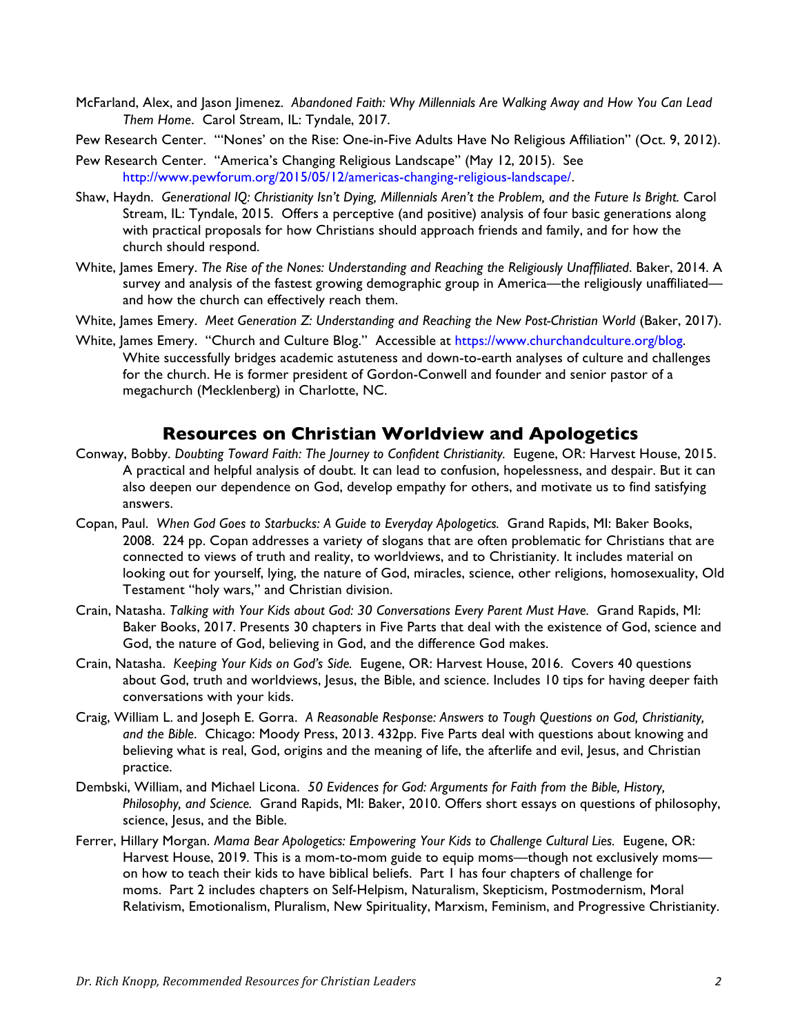McFarland, Alex, and Jason Jimenez. *Abandoned Faith: Why Millennials Are Walking Away and How You Can Lead Them Home*. Carol Stream, IL: Tyndale, 2017.

Pew Research Center. "'Nones' on the Rise: One-in-Five Adults Have No Religious Affiliation" (Oct. 9, 2012).

Pew Research Center. "America's Changing Religious Landscape" (May 12, 2015). See http://www.pewforum.org/2015/05/12/americas-changing-religious-landscape/.

Shaw, Haydn. *Generational IQ: Christianity Isn't Dying, Millennials Aren't the Problem, and the Future Is Bright.* Carol Stream, IL: Tyndale, 2015. Offers a perceptive (and positive) analysis of four basic generations along with practical proposals for how Christians should approach friends and family, and for how the church should respond.

White, James Emery. *The Rise of the Nones: Understanding and Reaching the Religiously Unaffiliated*. Baker, 2014. A survey and analysis of the fastest growing demographic group in America—the religiously unaffiliated—and how the church can effectively reach them.

White, James Emery. *Meet Generation Z: Understanding and Reaching the New Post-Christian World* (Baker, 2017).

White, James Emery. "Church and Culture Blog." Accessible at https://www.churchandculture.org/blog. White successfully bridges academic astuteness and down-to-earth analyses of culture and challenges for the church. He is former president of Gordon-Conwell and founder and senior pastor of a megachurch (Mecklenberg) in Charlotte, NC.

## Resources on Christian Worldview and Apologetics

Conway, Bobby. *Doubting Toward Faith: The Journey to Confident Christianity.* Eugene, OR: Harvest House, 2015. A practical and helpful analysis of doubt. It can lead to confusion, hopelessness, and despair. But it can also deepen our dependence on God, develop empathy for others, and motivate us to find satisfying answers.

Copan, Paul. *When God Goes to Starbucks: A Guide to Everyday Apologetics.* Grand Rapids, MI: Baker Books, 2008. 224 pp. Copan addresses a variety of slogans that are often problematic for Christians that are connected to views of truth and reality, to worldviews, and to Christianity. It includes material on looking out for yourself, lying, the nature of God, miracles, science, other religions, homosexuality, Old Testament "holy wars," and Christian division.

Crain, Natasha. *Talking with Your Kids about God: 30 Conversations Every Parent Must Have.* Grand Rapids, MI: Baker Books, 2017. Presents 30 chapters in Five Parts that deal with the existence of God, science and God, the nature of God, believing in God, and the difference God makes.

Crain, Natasha. *Keeping Your Kids on God's Side.* Eugene, OR: Harvest House, 2016. Covers 40 questions about God, truth and worldviews, Jesus, the Bible, and science. Includes 10 tips for having deeper faith conversations with your kids.

Craig, William L. and Joseph E. Gorra. *A Reasonable Response: Answers to Tough Questions on God, Christianity, and the Bible*. Chicago: Moody Press, 2013. 432pp. Five Parts deal with questions about knowing and believing what is real, God, origins and the meaning of life, the afterlife and evil, Jesus, and Christian practice.

Dembski, William, and Michael Licona. *50 Evidences for God: Arguments for Faith from the Bible, History, Philosophy, and Science.* Grand Rapids, MI: Baker, 2010. Offers short essays on questions of philosophy, science, Jesus, and the Bible.

Ferrer, Hillary Morgan. *Mama Bear Apologetics: Empowering Your Kids to Challenge Cultural Lies.* Eugene, OR: Harvest House, 2019. This is a mom-to-mom guide to equip moms—though not exclusively moms—on how to teach their kids to have biblical beliefs. Part 1 has four chapters of challenge for moms. Part 2 includes chapters on Self-Helpism, Naturalism, Skepticism, Postmodernism, Moral Relativism, Emotionalism, Pluralism, New Spirituality, Marxism, Feminism, and Progressive Christianity.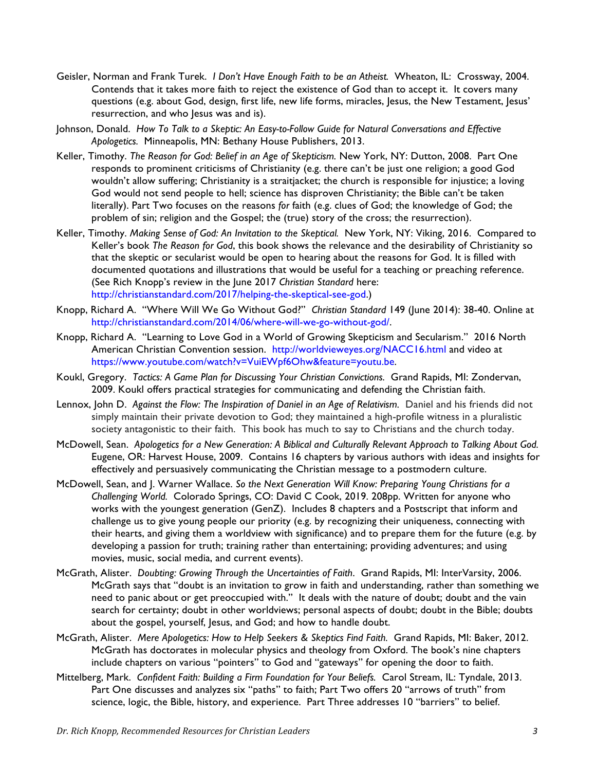Geisler, Norman and Frank Turek. *I Don't Have Enough Faith to be an Atheist.* Wheaton, IL: Crossway, 2004. Contends that it takes more faith to reject the existence of God than to accept it. It covers many questions (e.g. about God, design, first life, new life forms, miracles, Jesus, the New Testament, Jesus' resurrection, and who Jesus was and is).

Johnson, Donald. *How To Talk to a Skeptic: An Easy-to-Follow Guide for Natural Conversations and Effective Apologetics.* Minneapolis, MN: Bethany House Publishers, 2013.

Keller, Timothy. *The Reason for God: Belief in an Age of Skepticism.* New York, NY: Dutton, 2008. Part One responds to prominent criticisms of Christianity (e.g. there can't be just one religion; a good God wouldn't allow suffering; Christianity is a straitjacket; the church is responsible for injustice; a loving God would not send people to hell; science has disproven Christianity; the Bible can't be taken literally). Part Two focuses on the reasons *for* faith (e.g. clues of God; the knowledge of God; the problem of sin; religion and the Gospel; the (true) story of the cross; the resurrection).

Keller, Timothy. *Making Sense of God: An Invitation to the Skeptical.* New York, NY: Viking, 2016. Compared to Keller's book *The Reason for God*, this book shows the relevance and the desirability of Christianity so that the skeptic or secularist would be open to hearing about the reasons for God. It is filled with documented quotations and illustrations that would be useful for a teaching or preaching reference. (See Rich Knopp's review in the June 2017 *Christian Standard* here: http://christianstandard.com/2017/helping-the-skeptical-see-god.)

Knopp, Richard A. "Where Will We Go Without God?" *Christian Standard* 149 (June 2014): 38-40. Online at http://christianstandard.com/2014/06/where-will-we-go-without-god/.

Knopp, Richard A. "Learning to Love God in a World of Growing Skepticism and Secularism." 2016 North American Christian Convention session. http://worldvieweyes.org/NACC16.html and video at https://www.youtube.com/watch?v=VuiEWpf6Ohw&feature=youtu.be.

Koukl, Gregory. *Tactics: A Game Plan for Discussing Your Christian Convictions.* Grand Rapids, MI: Zondervan, 2009. Koukl offers practical strategies for communicating and defending the Christian faith.

Lennox, John D. *Against the Flow: The Inspiration of Daniel in an Age of Relativism.* Daniel and his friends did not simply maintain their private devotion to God; they maintained a high-profile witness in a pluralistic society antagonistic to their faith. This book has much to say to Christians and the church today.

McDowell, Sean. *Apologetics for a New Generation: A Biblical and Culturally Relevant Approach to Talking About God.* Eugene, OR: Harvest House, 2009. Contains 16 chapters by various authors with ideas and insights for effectively and persuasively communicating the Christian message to a postmodern culture.

McDowell, Sean, and J. Warner Wallace. *So the Next Generation Will Know: Preparing Young Christians for a Challenging World.* Colorado Springs, CO: David C Cook, 2019. 208pp. Written for anyone who works with the youngest generation (GenZ). Includes 8 chapters and a Postscript that inform and challenge us to give young people our priority (e.g. by recognizing their uniqueness, connecting with their hearts, and giving them a worldview with significance) and to prepare them for the future (e.g. by developing a passion for truth; training rather than entertaining; providing adventures; and using movies, music, social media, and current events).

McGrath, Alister. *Doubting: Growing Through the Uncertainties of Faith*. Grand Rapids, MI: InterVarsity, 2006. McGrath says that "doubt is an invitation to grow in faith and understanding, rather than something we need to panic about or get preoccupied with." It deals with the nature of doubt; doubt and the vain search for certainty; doubt in other worldviews; personal aspects of doubt; doubt in the Bible; doubts about the gospel, yourself, Jesus, and God; and how to handle doubt.

McGrath, Alister. *Mere Apologetics: How to Help Seekers & Skeptics Find Faith.* Grand Rapids, MI: Baker, 2012. McGrath has doctorates in molecular physics and theology from Oxford. The book's nine chapters include chapters on various "pointers" to God and "gateways" for opening the door to faith.

Mittelberg, Mark. *Confident Faith: Building a Firm Foundation for Your Beliefs.* Carol Stream, IL: Tyndale, 2013. Part One discusses and analyzes six "paths" to faith; Part Two offers 20 "arrows of truth" from science, logic, the Bible, history, and experience. Part Three addresses 10 "barriers" to belief.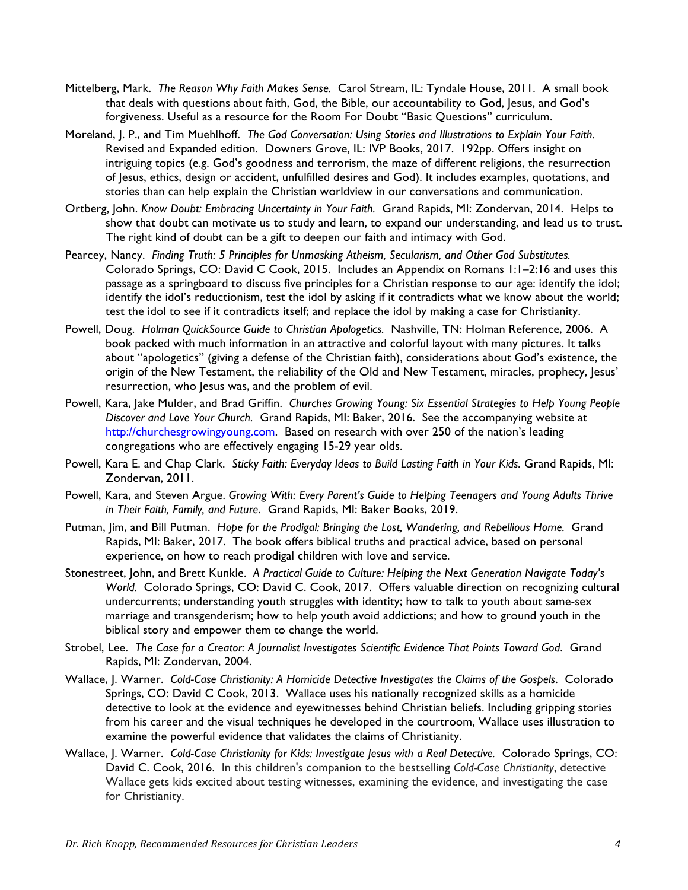Mittelberg, Mark. *The Reason Why Faith Makes Sense.* Carol Stream, IL: Tyndale House, 2011. A small book that deals with questions about faith, God, the Bible, our accountability to God, Jesus, and God's forgiveness. Useful as a resource for the Room For Doubt "Basic Questions" curriculum.

Moreland, J. P., and Tim Muehlhoff. *The God Conversation: Using Stories and Illustrations to Explain Your Faith.* Revised and Expanded edition. Downers Grove, IL: IVP Books, 2017. 192pp. Offers insight on intriguing topics (e.g. God's goodness and terrorism, the maze of different religions, the resurrection of Jesus, ethics, design or accident, unfulfilled desires and God). It includes examples, quotations, and stories than can help explain the Christian worldview in our conversations and communication.

Ortberg, John. *Know Doubt: Embracing Uncertainty in Your Faith.* Grand Rapids, MI: Zondervan, 2014. Helps to show that doubt can motivate us to study and learn, to expand our understanding, and lead us to trust. The right kind of doubt can be a gift to deepen our faith and intimacy with God.

Pearcey, Nancy. *Finding Truth: 5 Principles for Unmasking Atheism, Secularism, and Other God Substitutes.* Colorado Springs, CO: David C Cook, 2015. Includes an Appendix on Romans 1:1–2:16 and uses this passage as a springboard to discuss five principles for a Christian response to our age: identify the idol; identify the idol's reductionism, test the idol by asking if it contradicts what we know about the world; test the idol to see if it contradicts itself; and replace the idol by making a case for Christianity.

Powell, Doug. *Holman QuickSource Guide to Christian Apologetics.* Nashville, TN: Holman Reference, 2006. A book packed with much information in an attractive and colorful layout with many pictures. It talks about "apologetics" (giving a defense of the Christian faith), considerations about God's existence, the origin of the New Testament, the reliability of the Old and New Testament, miracles, prophecy, Jesus' resurrection, who Jesus was, and the problem of evil.

Powell, Kara, Jake Mulder, and Brad Griffin. *Churches Growing Young: Six Essential Strategies to Help Young People Discover and Love Your Church.* Grand Rapids, MI: Baker, 2016. See the accompanying website at http://churchesgrowingyoung.com. Based on research with over 250 of the nation's leading congregations who are effectively engaging 15-29 year olds.

Powell, Kara E. and Chap Clark. *Sticky Faith: Everyday Ideas to Build Lasting Faith in Your Kids.* Grand Rapids, MI: Zondervan, 2011.

Powell, Kara, and Steven Argue. *Growing With: Every Parent's Guide to Helping Teenagers and Young Adults Thrive in Their Faith, Family, and Future*. Grand Rapids, MI: Baker Books, 2019.

Putman, Jim, and Bill Putman. *Hope for the Prodigal: Bringing the Lost, Wandering, and Rebellious Home.* Grand Rapids, MI: Baker, 2017. The book offers biblical truths and practical advice, based on personal experience, on how to reach prodigal children with love and service.

Stonestreet, John, and Brett Kunkle. *A Practical Guide to Culture: Helping the Next Generation Navigate Today's World.* Colorado Springs, CO: David C. Cook, 2017. Offers valuable direction on recognizing cultural undercurrents; understanding youth struggles with identity; how to talk to youth about same-sex marriage and transgenderism; how to help youth avoid addictions; and how to ground youth in the biblical story and empower them to change the world.

Strobel, Lee. *The Case for a Creator: A Journalist Investigates Scientific Evidence That Points Toward God*. Grand Rapids, MI: Zondervan, 2004.

Wallace, J. Warner. *Cold-Case Christianity: A Homicide Detective Investigates the Claims of the Gospels*. Colorado Springs, CO: David C Cook, 2013. Wallace uses his nationally recognized skills as a homicide detective to look at the evidence and eyewitnesses behind Christian beliefs. Including gripping stories from his career and the visual techniques he developed in the courtroom, Wallace uses illustration to examine the powerful evidence that validates the claims of Christianity.

Wallace, J. Warner. *Cold-Case Christianity for Kids: Investigate Jesus with a Real Detective.* Colorado Springs, CO: David C. Cook, 2016. In this children's companion to the bestselling *Cold-Case Christianity*, detective Wallace gets kids excited about testing witnesses, examining the evidence, and investigating the case for Christianity.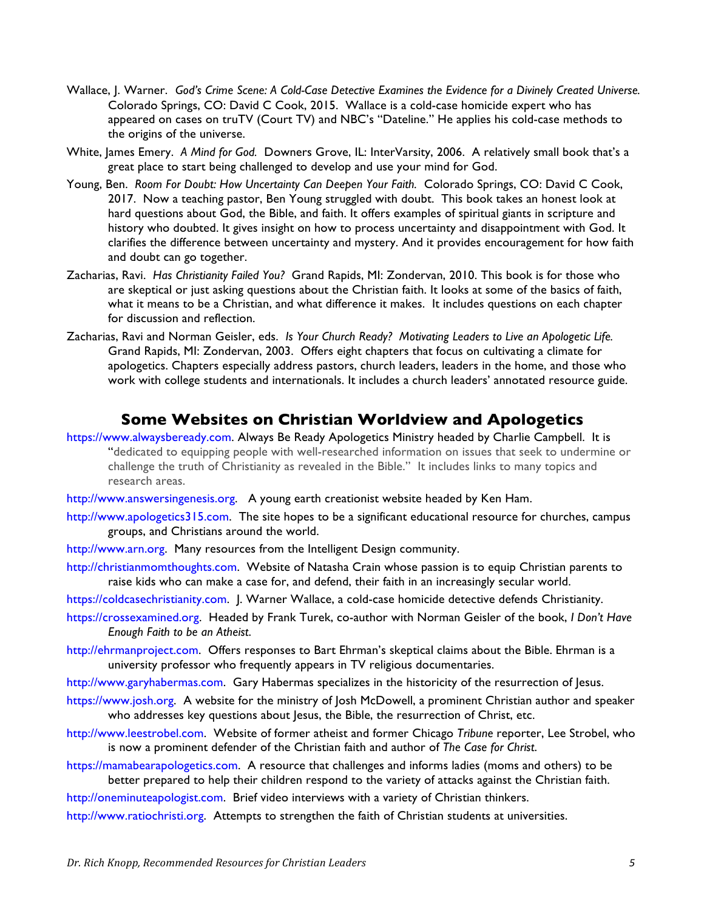Wallace, J. Warner. *God's Crime Scene: A Cold-Case Detective Examines the Evidence for a Divinely Created Universe.* Colorado Springs, CO: David C Cook, 2015. Wallace is a cold-case homicide expert who has appeared on cases on truTV (Court TV) and NBC's "Dateline." He applies his cold-case methods to the origins of the universe.

White, James Emery. *A Mind for God.* Downers Grove, IL: InterVarsity, 2006. A relatively small book that's a great place to start being challenged to develop and use your mind for God.

Young, Ben. *Room For Doubt: How Uncertainty Can Deepen Your Faith.* Colorado Springs, CO: David C Cook, 2017. Now a teaching pastor, Ben Young struggled with doubt. This book takes an honest look at hard questions about God, the Bible, and faith. It offers examples of spiritual giants in scripture and history who doubted. It gives insight on how to process uncertainty and disappointment with God. It clarifies the difference between uncertainty and mystery. And it provides encouragement for how faith and doubt can go together.

Zacharias, Ravi. *Has Christianity Failed You?* Grand Rapids, MI: Zondervan, 2010. This book is for those who are skeptical or just asking questions about the Christian faith. It looks at some of the basics of faith, what it means to be a Christian, and what difference it makes. It includes questions on each chapter for discussion and reflection.

Zacharias, Ravi and Norman Geisler, eds. *Is Your Church Ready? Motivating Leaders to Live an Apologetic Life.* Grand Rapids, MI: Zondervan, 2003. Offers eight chapters that focus on cultivating a climate for apologetics. Chapters especially address pastors, church leaders, leaders in the home, and those who work with college students and internationals. It includes a church leaders' annotated resource guide.

## Some Websites on Christian Worldview and Apologetics

https://www.alwaysbeready.com. Always Be Ready Apologetics Ministry headed by Charlie Campbell. It is "dedicated to equipping people with well-researched information on issues that seek to undermine or challenge the truth of Christianity as revealed in the Bible." It includes links to many topics and research areas.

http://www.answersingenesis.org. A young earth creationist website headed by Ken Ham.

http://www.apologetics315.com. The site hopes to be a significant educational resource for churches, campus groups, and Christians around the world.

http://www.arn.org. Many resources from the Intelligent Design community.

http://christianmomthoughts.com. Website of Natasha Crain whose passion is to equip Christian parents to raise kids who can make a case for, and defend, their faith in an increasingly secular world.

https://coldcasechristianity.com. J. Warner Wallace, a cold-case homicide detective defends Christianity.

https://crossexamined.org. Headed by Frank Turek, co-author with Norman Geisler of the book, *I Don't Have Enough Faith to be an Atheist.*

http://ehrmanproject.com. Offers responses to Bart Ehrman's skeptical claims about the Bible. Ehrman is a university professor who frequently appears in TV religious documentaries.

http://www.garyhabermas.com. Gary Habermas specializes in the historicity of the resurrection of Jesus.

https://www.josh.org. A website for the ministry of Josh McDowell, a prominent Christian author and speaker who addresses key questions about Jesus, the Bible, the resurrection of Christ, etc.

http://www.leestrobel.com. Website of former atheist and former Chicago *Tribune* reporter, Lee Strobel, who is now a prominent defender of the Christian faith and author of *The Case for Christ*.

https://mamabearapologetics.com. A resource that challenges and informs ladies (moms and others) to be better prepared to help their children respond to the variety of attacks against the Christian faith.

http://oneminuteapologist.com. Brief video interviews with a variety of Christian thinkers.

http://www.ratiochristi.org. Attempts to strengthen the faith of Christian students at universities.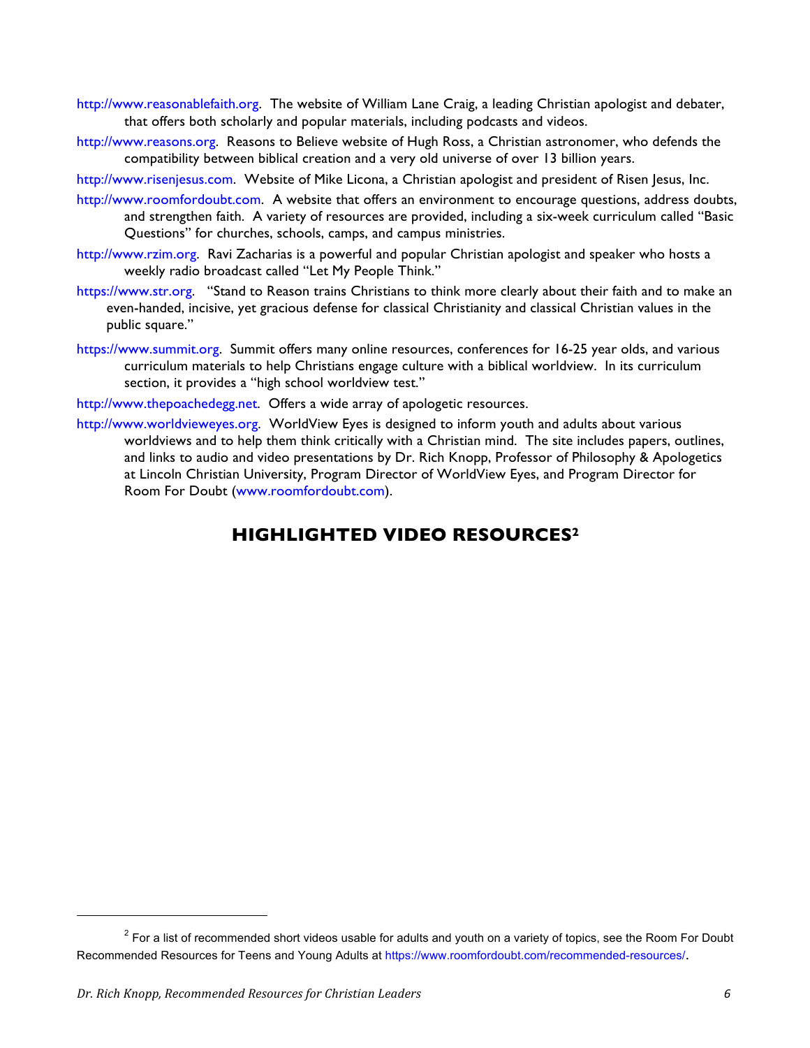http://www.reasonablefaith.org. The website of William Lane Craig, a leading Christian apologist and debater, that offers both scholarly and popular materials, including podcasts and videos.

http://www.reasons.org. Reasons to Believe website of Hugh Ross, a Christian astronomer, who defends the compatibility between biblical creation and a very old universe of over 13 billion years.

http://www.risenjesus.com. Website of Mike Licona, a Christian apologist and president of Risen Jesus, Inc.

http://www.roomfordoubt.com. A website that offers an environment to encourage questions, address doubts, and strengthen faith. A variety of resources are provided, including a six-week curriculum called "Basic Questions" for churches, schools, camps, and campus ministries.

http://www.rzim.org. Ravi Zacharias is a powerful and popular Christian apologist and speaker who hosts a weekly radio broadcast called "Let My People Think."

https://www.str.org. "Stand to Reason trains Christians to think more clearly about their faith and to make an even-handed, incisive, yet gracious defense for classical Christianity and classical Christian values in the public square."

https://www.summit.org. Summit offers many online resources, conferences for 16-25 year olds, and various curriculum materials to help Christians engage culture with a biblical worldview. In its curriculum section, it provides a "high school worldview test."

http://www.thepoachedegg.net. Offers a wide array of apologetic resources.

http://www.worldvieweyes.org. WorldView Eyes is designed to inform youth and adults about various worldviews and to help them think critically with a Christian mind. The site includes papers, outlines, and links to audio and video presentations by Dr. Rich Knopp, Professor of Philosophy & Apologetics at Lincoln Christian University, Program Director of WorldView Eyes, and Program Director for Room For Doubt (www.roomfordoubt.com).

## HIGHLIGHTED VIDEO RESOURCES[2]

[2] For a list of recommended short videos usable for adults and youth on a variety of topics, see the Room For Doubt Recommended Resources for Teens and Young Adults at https://www.roomfordoubt.com/recommended-resources/.